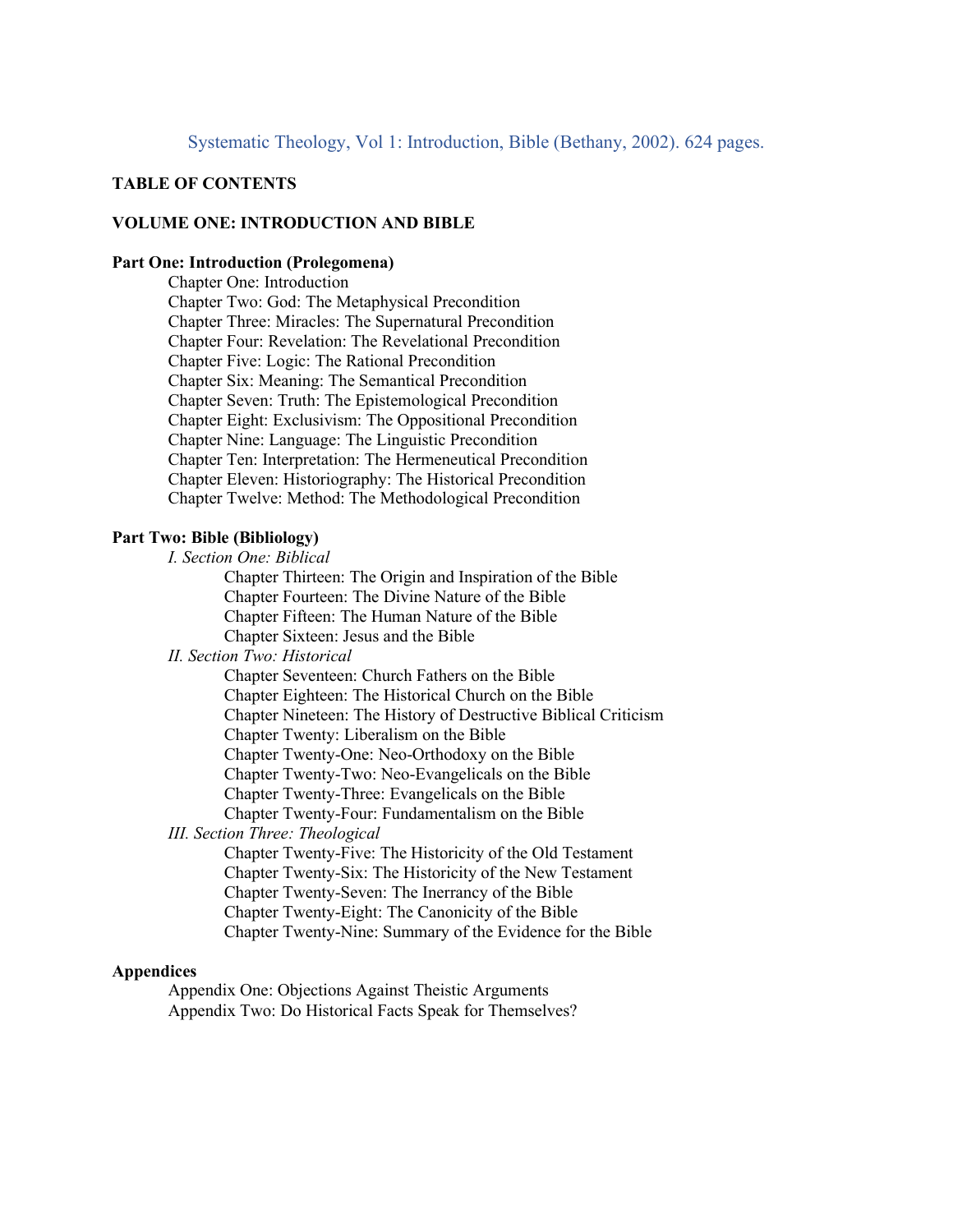Systematic Theology, Vol 1: Introduction, Bible (Bethany, 2002). 624 pages.

**TABLE OF CONTENTS**

**VOLUME ONE: INTRODUCTION AND BIBLE**

**Part One: Introduction (Prolegomena)**

Chapter One: Introduction
Chapter Two: God: The Metaphysical Precondition
Chapter Three: Miracles: The Supernatural Precondition
Chapter Four: Revelation: The Revelational Precondition
Chapter Five: Logic: The Rational Precondition
Chapter Six: Meaning: The Semantical Precondition
Chapter Seven: Truth: The Epistemological Precondition
Chapter Eight: Exclusivism: The Oppositional Precondition
Chapter Nine: Language: The Linguistic Precondition
Chapter Ten: Interpretation: The Hermeneutical Precondition
Chapter Eleven: Historiography: The Historical Precondition
Chapter Twelve: Method: The Methodological Precondition

**Part Two: Bible (Bibliology)**

*I. Section One: Biblical*

Chapter Thirteen: The Origin and Inspiration of the Bible
Chapter Fourteen: The Divine Nature of the Bible
Chapter Fifteen: The Human Nature of the Bible
Chapter Sixteen: Jesus and the Bible

*II. Section Two: Historical*

Chapter Seventeen: Church Fathers on the Bible
Chapter Eighteen: The Historical Church on the Bible
Chapter Nineteen: The History of Destructive Biblical Criticism
Chapter Twenty: Liberalism on the Bible
Chapter Twenty-One: Neo-Orthodoxy on the Bible
Chapter Twenty-Two: Neo-Evangelicals on the Bible
Chapter Twenty-Three: Evangelicals on the Bible
Chapter Twenty-Four: Fundamentalism on the Bible

*III. Section Three: Theological*

Chapter Twenty-Five: The Historicity of the Old Testament
Chapter Twenty-Six: The Historicity of the New Testament
Chapter Twenty-Seven: The Inerrancy of the Bible
Chapter Twenty-Eight: The Canonicity of the Bible
Chapter Twenty-Nine: Summary of the Evidence for the Bible

**Appendices**

Appendix One: Objections Against Theistic Arguments
Appendix Two: Do Historical Facts Speak for Themselves?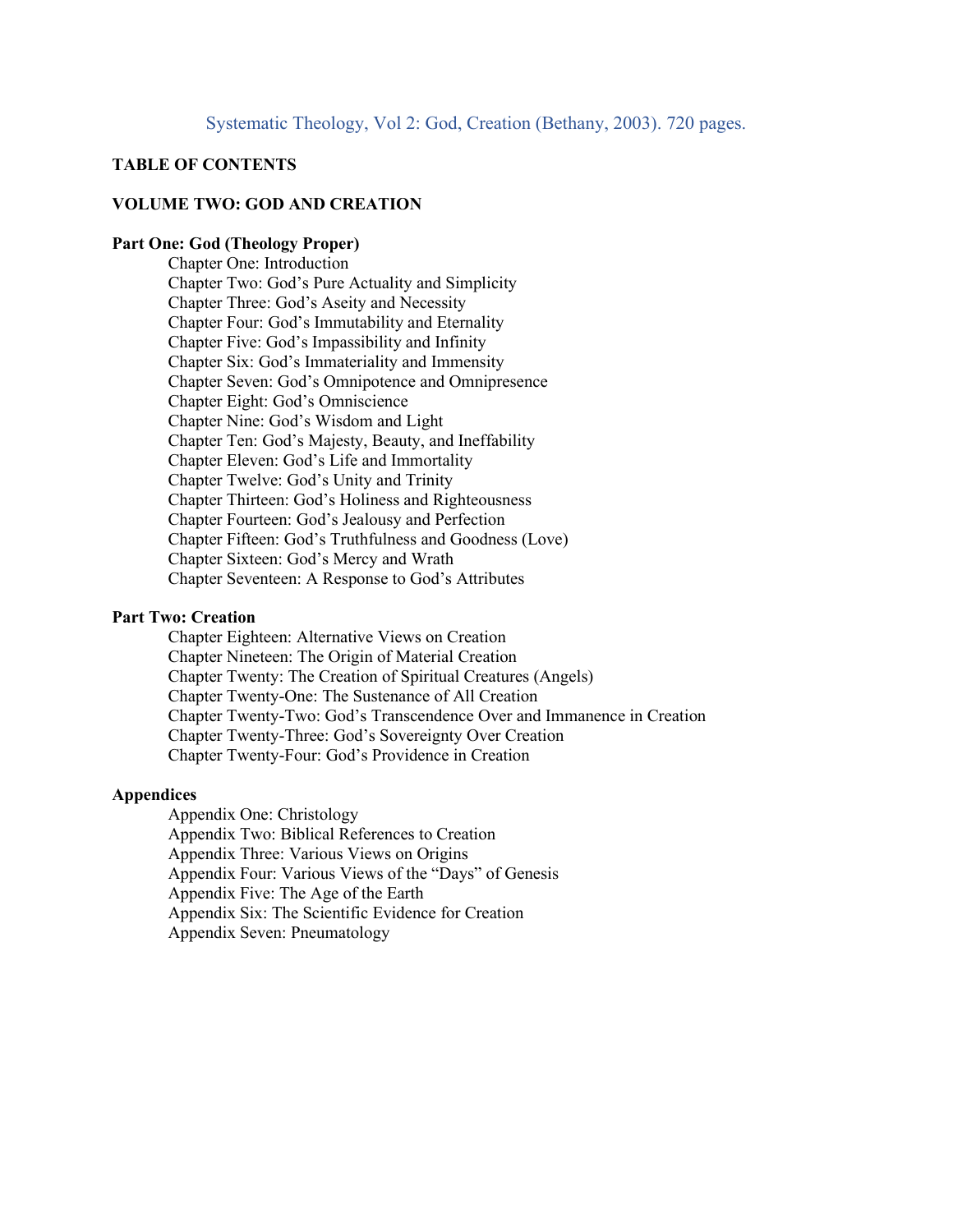Systematic Theology, Vol 2: God, Creation (Bethany, 2003). 720 pages.

**TABLE OF CONTENTS**

**VOLUME TWO: GOD AND CREATION**

**Part One: God (Theology Proper)**

- Chapter One: Introduction
- Chapter Two: God's Pure Actuality and Simplicity
- Chapter Three: God's Aseity and Necessity
- Chapter Four: God's Immutability and Eternality
- Chapter Five: God's Impassibility and Infinity
- Chapter Six: God's Immateriality and Immensity
- Chapter Seven: God's Omnipotence and Omnipresence
- Chapter Eight: God's Omniscience
- Chapter Nine: God's Wisdom and Light
- Chapter Ten: God's Majesty, Beauty, and Ineffability
- Chapter Eleven: God's Life and Immortality
- Chapter Twelve: God's Unity and Trinity
- Chapter Thirteen: God's Holiness and Righteousness
- Chapter Fourteen: God's Jealousy and Perfection
- Chapter Fifteen: God's Truthfulness and Goodness (Love)
- Chapter Sixteen: God's Mercy and Wrath
- Chapter Seventeen: A Response to God's Attributes

**Part Two: Creation**

- Chapter Eighteen: Alternative Views on Creation
- Chapter Nineteen: The Origin of Material Creation
- Chapter Twenty: The Creation of Spiritual Creatures (Angels)
- Chapter Twenty-One: The Sustenance of All Creation
- Chapter Twenty-Two: God's Transcendence Over and Immanence in Creation
- Chapter Twenty-Three: God's Sovereignty Over Creation
- Chapter Twenty-Four: God's Providence in Creation

**Appendices**

- Appendix One: Christology
- Appendix Two: Biblical References to Creation
- Appendix Three: Various Views on Origins
- Appendix Four: Various Views of the "Days" of Genesis
- Appendix Five: The Age of the Earth
- Appendix Six: The Scientific Evidence for Creation
- Appendix Seven: Pneumatology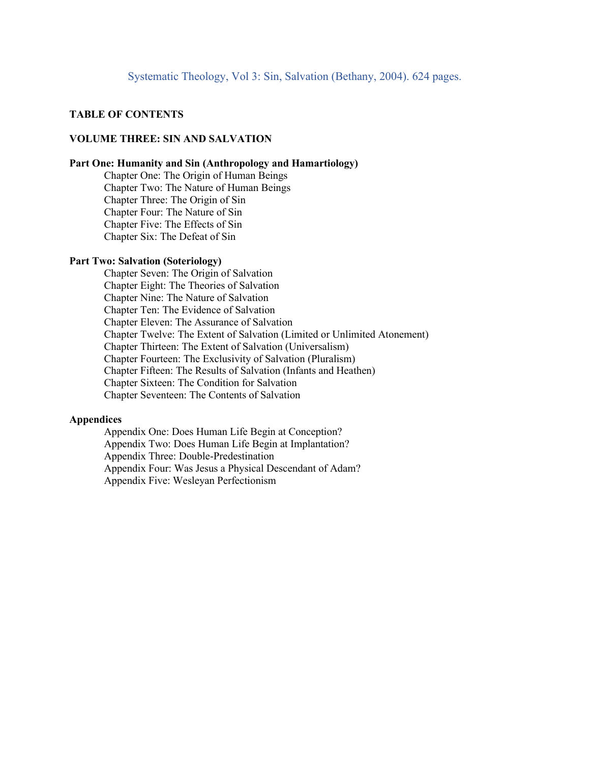Systematic Theology, Vol 3: Sin, Salvation (Bethany, 2004). 624 pages.

**TABLE OF CONTENTS**

**VOLUME THREE: SIN AND SALVATION**

**Part One: Humanity and Sin (Anthropology and Hamartiology)**

- Chapter One: The Origin of Human Beings
- Chapter Two: The Nature of Human Beings
- Chapter Three: The Origin of Sin
- Chapter Four: The Nature of Sin
- Chapter Five: The Effects of Sin
- Chapter Six: The Defeat of Sin

**Part Two: Salvation (Soteriology)**

- Chapter Seven: The Origin of Salvation
- Chapter Eight: The Theories of Salvation
- Chapter Nine: The Nature of Salvation
- Chapter Ten: The Evidence of Salvation
- Chapter Eleven: The Assurance of Salvation
- Chapter Twelve: The Extent of Salvation (Limited or Unlimited Atonement)
- Chapter Thirteen: The Extent of Salvation (Universalism)
- Chapter Fourteen: The Exclusivity of Salvation (Pluralism)
- Chapter Fifteen: The Results of Salvation (Infants and Heathen)
- Chapter Sixteen: The Condition for Salvation
- Chapter Seventeen: The Contents of Salvation

**Appendices**

- Appendix One: Does Human Life Begin at Conception?
- Appendix Two: Does Human Life Begin at Implantation?
- Appendix Three: Double-Predestination
- Appendix Four: Was Jesus a Physical Descendant of Adam?
- Appendix Five: Wesleyan Perfectionism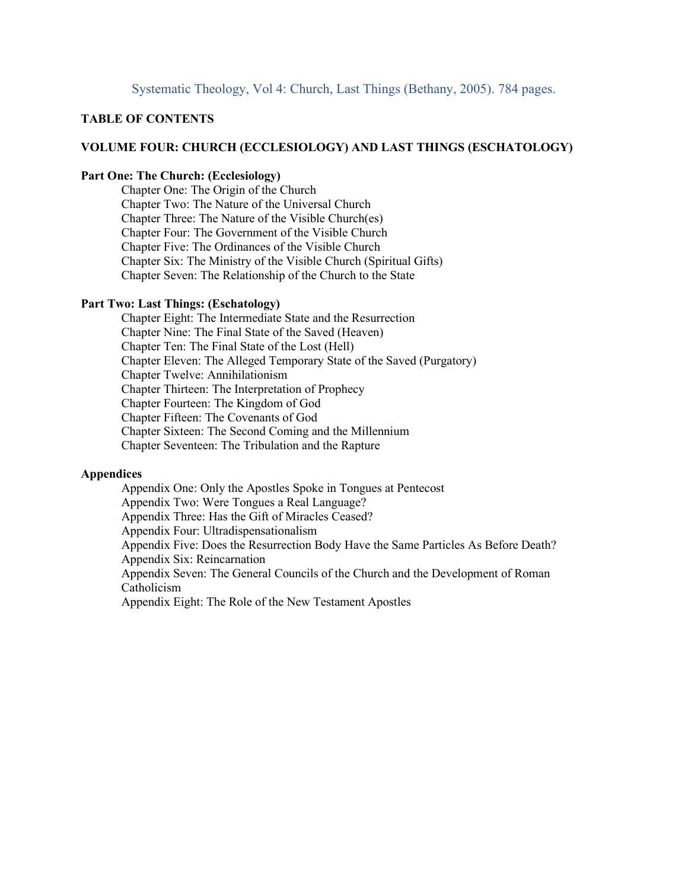Systematic Theology, Vol 4: Church, Last Things (Bethany, 2005). 784 pages.

**TABLE OF CONTENTS**

**VOLUME FOUR: CHURCH (ECCLESIOLOGY) AND LAST THINGS (ESCHATOLOGY)**

**Part One: The Church: (Ecclesiology)**

- Chapter One: The Origin of the Church
- Chapter Two: The Nature of the Universal Church
- Chapter Three: The Nature of the Visible Church(es)
- Chapter Four: The Government of the Visible Church
- Chapter Five: The Ordinances of the Visible Church
- Chapter Six: The Ministry of the Visible Church (Spiritual Gifts)
- Chapter Seven: The Relationship of the Church to the State

**Part Two: Last Things: (Eschatology)**

- Chapter Eight: The Intermediate State and the Resurrection
- Chapter Nine: The Final State of the Saved (Heaven)
- Chapter Ten: The Final State of the Lost (Hell)
- Chapter Eleven: The Alleged Temporary State of the Saved (Purgatory)
- Chapter Twelve: Annihilationism
- Chapter Thirteen: The Interpretation of Prophecy
- Chapter Fourteen: The Kingdom of God
- Chapter Fifteen: The Covenants of God
- Chapter Sixteen: The Second Coming and the Millennium
- Chapter Seventeen: The Tribulation and the Rapture

**Appendices**

- Appendix One: Only the Apostles Spoke in Tongues at Pentecost
- Appendix Two: Were Tongues a Real Language?
- Appendix Three: Has the Gift of Miracles Ceased?
- Appendix Four: Ultradispensationalism
- Appendix Five: Does the Resurrection Body Have the Same Particles As Before Death?
- Appendix Six: Reincarnation
- Appendix Seven: The General Councils of the Church and the Development of Roman Catholicism
- Appendix Eight: The Role of the New Testament Apostles